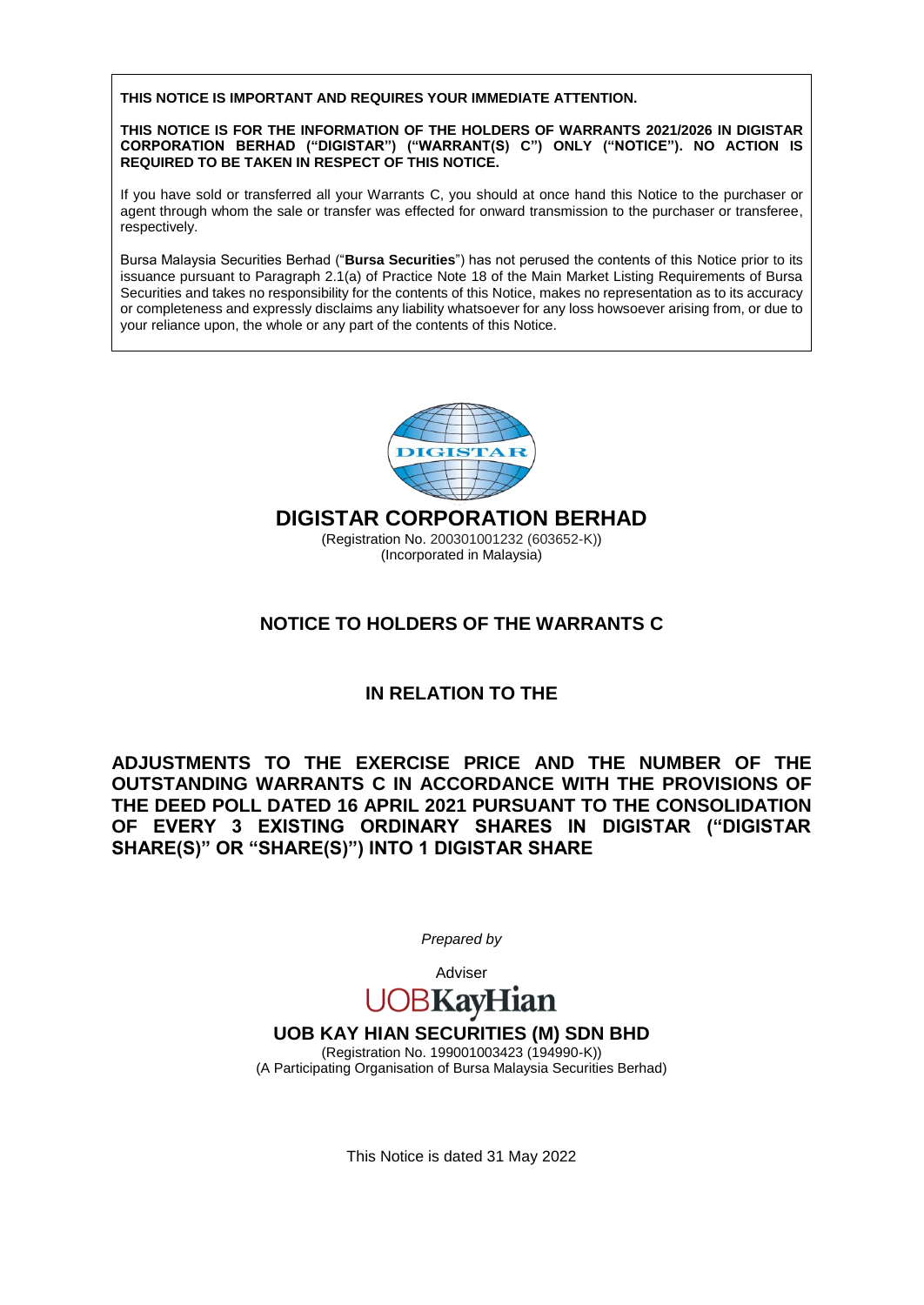**THIS NOTICE IS IMPORTANT AND REQUIRES YOUR IMMEDIATE ATTENTION.**

**THIS NOTICE IS FOR THE INFORMATION OF THE HOLDERS OF WARRANTS 2021/2026 IN DIGISTAR CORPORATION BERHAD ("DIGISTAR") ("WARRANT(S) C") ONLY ("NOTICE"). NO ACTION IS REQUIRED TO BE TAKEN IN RESPECT OF THIS NOTICE.**

If you have sold or transferred all your Warrants C, you should at once hand this Notice to the purchaser or agent through whom the sale or transfer was effected for onward transmission to the purchaser or transferee, respectively.

Bursa Malaysia Securities Berhad ("**Bursa Securities**") has not perused the contents of this Notice prior to its issuance pursuant to Paragraph 2.1(a) of Practice Note 18 of the Main Market Listing Requirements of Bursa Securities and takes no responsibility for the contents of this Notice, makes no representation as to its accuracy or completeness and expressly disclaims any liability whatsoever for any loss howsoever arising from, or due to your reliance upon, the whole or any part of the contents of this Notice.

# DIGISTAR CORPORATION BERHAD

(Registration No. 200301001232 (603652-K))
(Incorporated in Malaysia)

## NOTICE TO HOLDERS OF THE WARRANTS C

## IN RELATION TO THE

## ADJUSTMENTS TO THE EXERCISE PRICE AND THE NUMBER OF THE OUTSTANDING WARRANTS C IN ACCORDANCE WITH THE PROVISIONS OF THE DEED POLL DATED 16 APRIL 2021 PURSUANT TO THE CONSOLIDATION OF EVERY 3 EXISTING ORDINARY SHARES IN DIGISTAR ("DIGISTAR SHARE(S)" OR "SHARE(S)") INTO 1 DIGISTAR SHARE

*Prepared by*

Adviser

UOBKayHian

**UOB KAY HIAN SECURITIES (M) SDN BHD**

(Registration No. 199001003423 (194990-K))
(A Participating Organisation of Bursa Malaysia Securities Berhad)

This Notice is dated 31 May 2022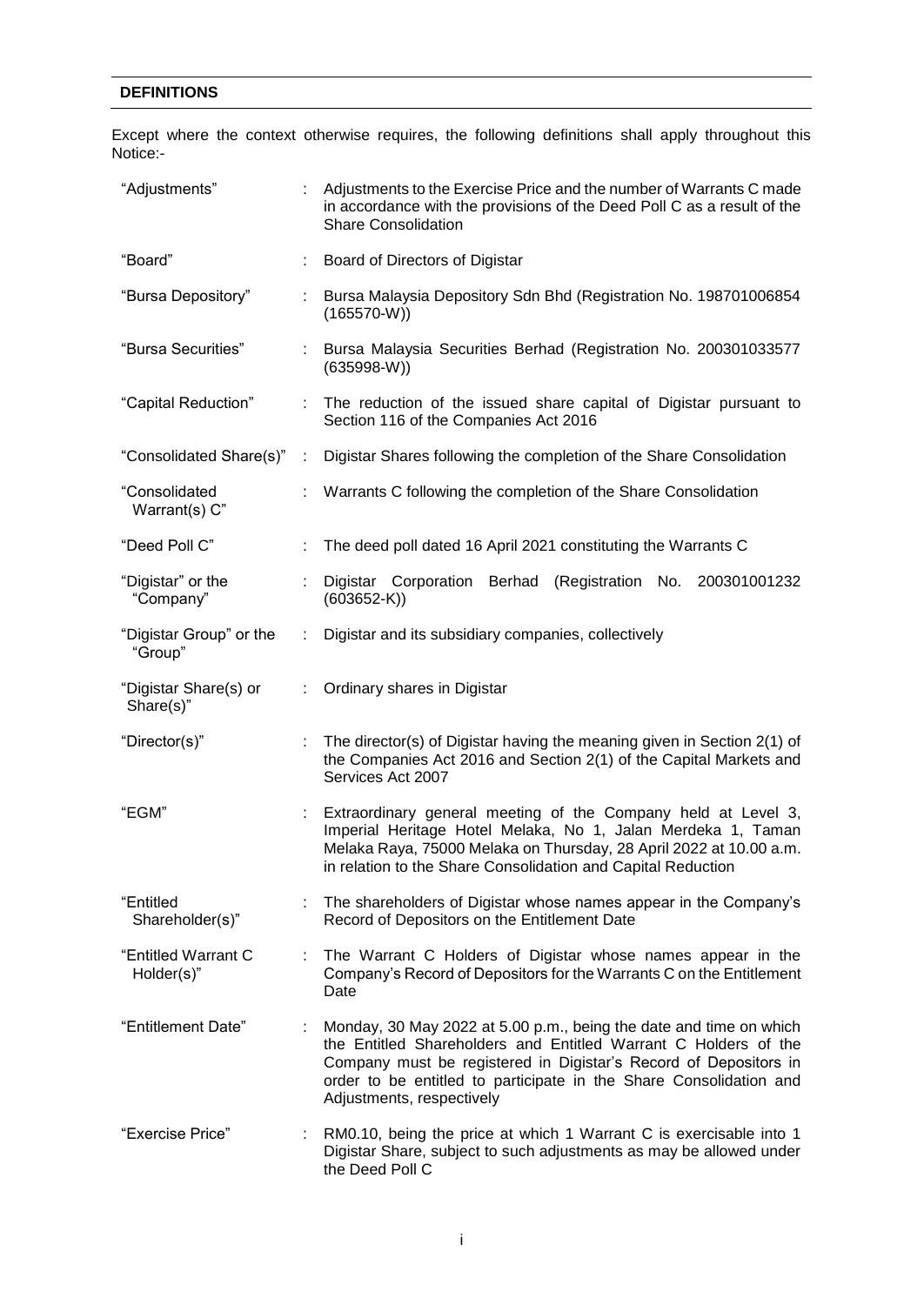## DEFINITIONS

Except where the context otherwise requires, the following definitions shall apply throughout this Notice:-

| | | |
|---|---|---|
| "Adjustments" | : | Adjustments to the Exercise Price and the number of Warrants C made in accordance with the provisions of the Deed Poll C as a result of the Share Consolidation |
| "Board" | : | Board of Directors of Digistar |
| "Bursa Depository" | : | Bursa Malaysia Depository Sdn Bhd (Registration No. 198701006854 (165570-W)) |
| "Bursa Securities" | : | Bursa Malaysia Securities Berhad (Registration No. 200301033577 (635998-W)) |
| "Capital Reduction" | : | The reduction of the issued share capital of Digistar pursuant to Section 116 of the Companies Act 2016 |
| "Consolidated Share(s)" | : | Digistar Shares following the completion of the Share Consolidation |
| "Consolidated Warrant(s) C" | : | Warrants C following the completion of the Share Consolidation |
| "Deed Poll C" | : | The deed poll dated 16 April 2021 constituting the Warrants C |
| "Digistar" or the "Company" | : | Digistar Corporation Berhad (Registration No. 200301001232 (603652-K)) |
| "Digistar Group" or the "Group" | : | Digistar and its subsidiary companies, collectively |
| "Digistar Share(s) or Share(s)" | : | Ordinary shares in Digistar |
| "Director(s)" | : | The director(s) of Digistar having the meaning given in Section 2(1) of the Companies Act 2016 and Section 2(1) of the Capital Markets and Services Act 2007 |
| "EGM" | : | Extraordinary general meeting of the Company held at Level 3, Imperial Heritage Hotel Melaka, No 1, Jalan Merdeka 1, Taman Melaka Raya, 75000 Melaka on Thursday, 28 April 2022 at 10.00 a.m. in relation to the Share Consolidation and Capital Reduction |
| "Entitled Shareholder(s)" | : | The shareholders of Digistar whose names appear in the Company's Record of Depositors on the Entitlement Date |
| "Entitled Warrant C Holder(s)" | : | The Warrant C Holders of Digistar whose names appear in the Company's Record of Depositors for the Warrants C on the Entitlement Date |
| "Entitlement Date" | : | Monday, 30 May 2022 at 5.00 p.m., being the date and time on which the Entitled Shareholders and Entitled Warrant C Holders of the Company must be registered in Digistar's Record of Depositors in order to be entitled to participate in the Share Consolidation and Adjustments, respectively |
| "Exercise Price" | : | RM0.10, being the price at which 1 Warrant C is exercisable into 1 Digistar Share, subject to such adjustments as may be allowed under the Deed Poll C |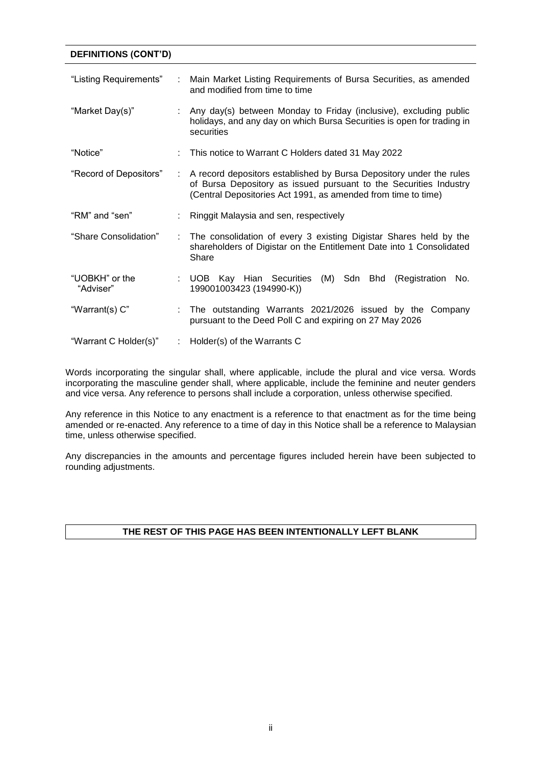**DEFINITIONS (CONT'D)**

| | | |
|---|---|---|
| "Listing Requirements" | : | Main Market Listing Requirements of Bursa Securities, as amended and modified from time to time |
| "Market Day(s)" | : | Any day(s) between Monday to Friday (inclusive), excluding public holidays, and any day on which Bursa Securities is open for trading in securities |
| "Notice" | : | This notice to Warrant C Holders dated 31 May 2022 |
| "Record of Depositors" | : | A record depositors established by Bursa Depository under the rules of Bursa Depository as issued pursuant to the Securities Industry (Central Depositories Act 1991, as amended from time to time) |
| "RM" and "sen" | : | Ringgit Malaysia and sen, respectively |
| "Share Consolidation" | : | The consolidation of every 3 existing Digistar Shares held by the shareholders of Digistar on the Entitlement Date into 1 Consolidated Share |
| "UOBKH" or the "Adviser" | : | UOB Kay Hian Securities (M) Sdn Bhd (Registration No. 199001003423 (194990-K)) |
| "Warrant(s) C" | : | The outstanding Warrants 2021/2026 issued by the Company pursuant to the Deed Poll C and expiring on 27 May 2026 |
| "Warrant C Holder(s)" | : | Holder(s) of the Warrants C |

Words incorporating the singular shall, where applicable, include the plural and vice versa. Words incorporating the masculine gender shall, where applicable, include the feminine and neuter genders and vice versa. Any reference to persons shall include a corporation, unless otherwise specified.

Any reference in this Notice to any enactment is a reference to that enactment as for the time being amended or re-enacted. Any reference to a time of day in this Notice shall be a reference to Malaysian time, unless otherwise specified.

Any discrepancies in the amounts and percentage figures included herein have been subjected to rounding adjustments.

**THE REST OF THIS PAGE HAS BEEN INTENTIONALLY LEFT BLANK**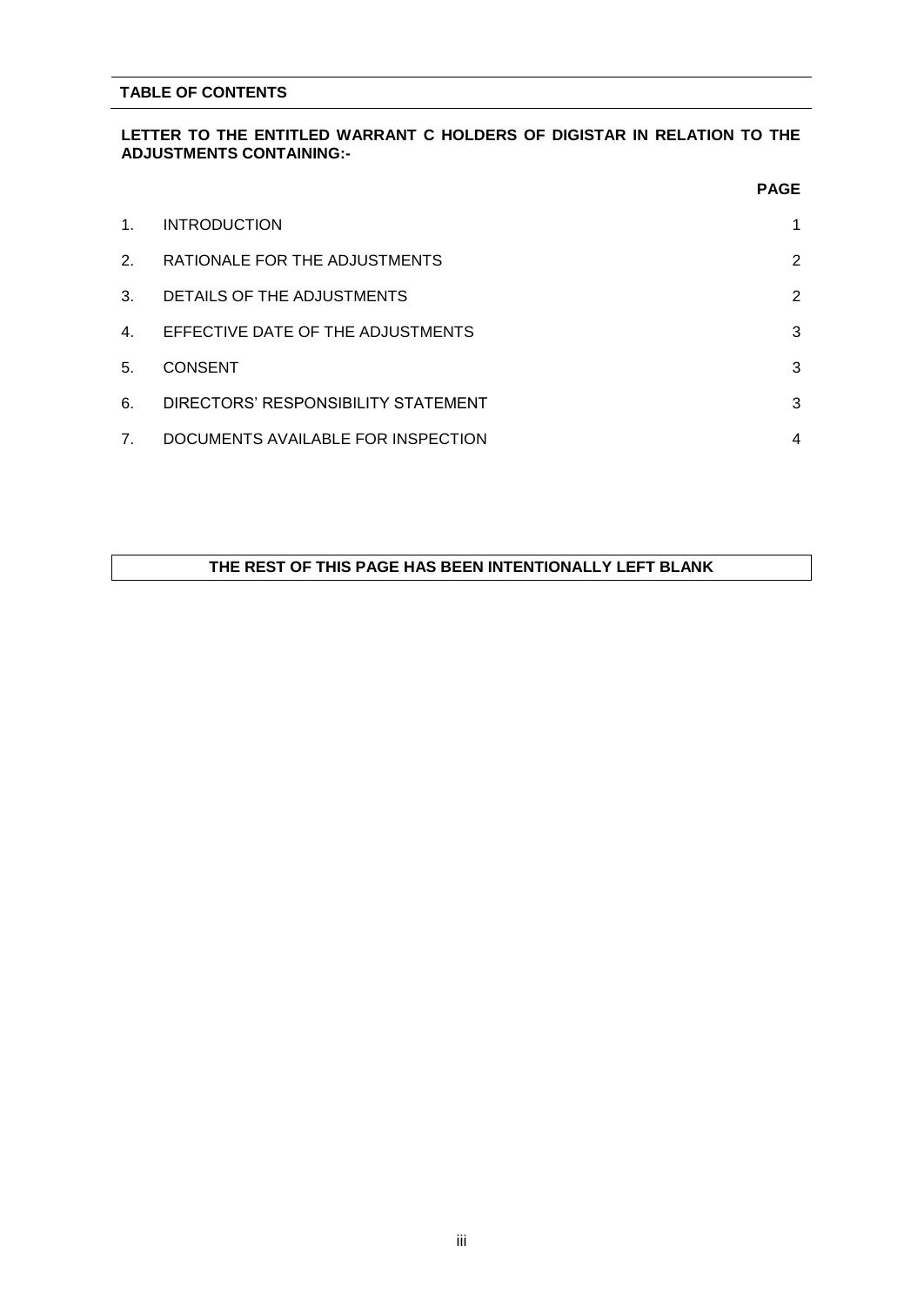## TABLE OF CONTENTS

**LETTER TO THE ENTITLED WARRANT C HOLDERS OF DIGISTAR IN RELATION TO THE ADJUSTMENTS CONTAINING:-**

| | | PAGE |
|---|---|---|
| 1. | INTRODUCTION | 1 |
| 2. | RATIONALE FOR THE ADJUSTMENTS | 2 |
| 3. | DETAILS OF THE ADJUSTMENTS | 2 |
| 4. | EFFECTIVE DATE OF THE ADJUSTMENTS | 3 |
| 5. | CONSENT | 3 |
| 6. | DIRECTORS' RESPONSIBILITY STATEMENT | 3 |
| 7. | DOCUMENTS AVAILABLE FOR INSPECTION | 4 |

**THE REST OF THIS PAGE HAS BEEN INTENTIONALLY LEFT BLANK**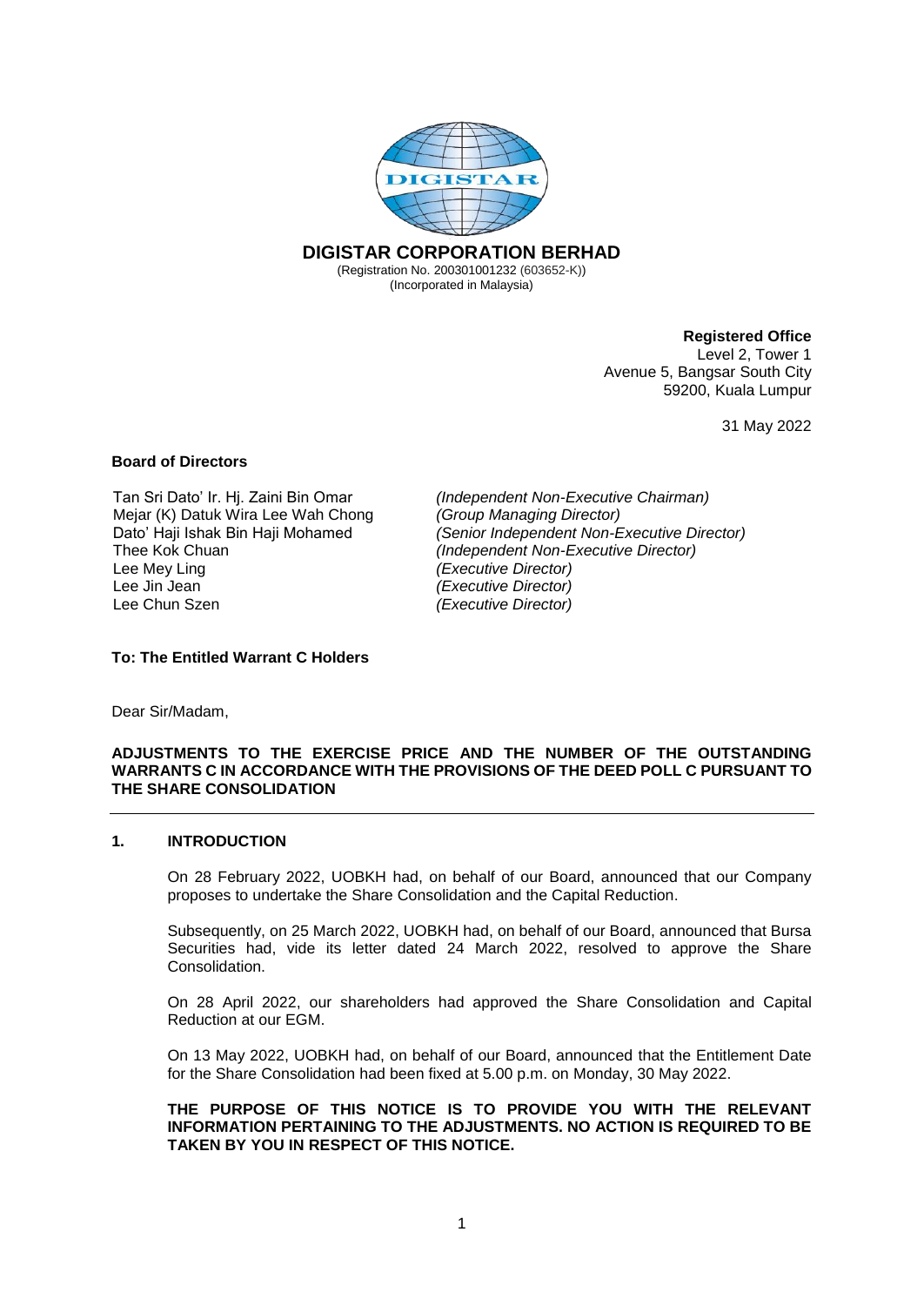**DIGISTAR CORPORATION BERHAD**
(Registration No. 200301001232 (603652-K))
(Incorporated in Malaysia)

**Registered Office**
Level 2, Tower 1
Avenue 5, Bangsar South City
59200, Kuala Lumpur

31 May 2022

**Board of Directors**

| | |
|---|---|
| Tan Sri Dato' Ir. Hj. Zaini Bin Omar | *(Independent Non-Executive Chairman)* |
| Mejar (K) Datuk Wira Lee Wah Chong | *(Group Managing Director)* |
| Dato' Haji Ishak Bin Haji Mohamed | *(Senior Independent Non-Executive Director)* |
| Thee Kok Chuan | *(Independent Non-Executive Director)* |
| Lee Mey Ling | *(Executive Director)* |
| Lee Jin Jean | *(Executive Director)* |
| Lee Chun Szen | *(Executive Director)* |

**To: The Entitled Warrant C Holders**

Dear Sir/Madam,

**ADJUSTMENTS TO THE EXERCISE PRICE AND THE NUMBER OF THE OUTSTANDING WARRANTS C IN ACCORDANCE WITH THE PROVISIONS OF THE DEED POLL C PURSUANT TO THE SHARE CONSOLIDATION**

## 1. INTRODUCTION

On 28 February 2022, UOBKH had, on behalf of our Board, announced that our Company proposes to undertake the Share Consolidation and the Capital Reduction.

Subsequently, on 25 March 2022, UOBKH had, on behalf of our Board, announced that Bursa Securities had, vide its letter dated 24 March 2022, resolved to approve the Share Consolidation.

On 28 April 2022, our shareholders had approved the Share Consolidation and Capital Reduction at our EGM.

On 13 May 2022, UOBKH had, on behalf of our Board, announced that the Entitlement Date for the Share Consolidation had been fixed at 5.00 p.m. on Monday, 30 May 2022.

**THE PURPOSE OF THIS NOTICE IS TO PROVIDE YOU WITH THE RELEVANT INFORMATION PERTAINING TO THE ADJUSTMENTS. NO ACTION IS REQUIRED TO BE TAKEN BY YOU IN RESPECT OF THIS NOTICE.**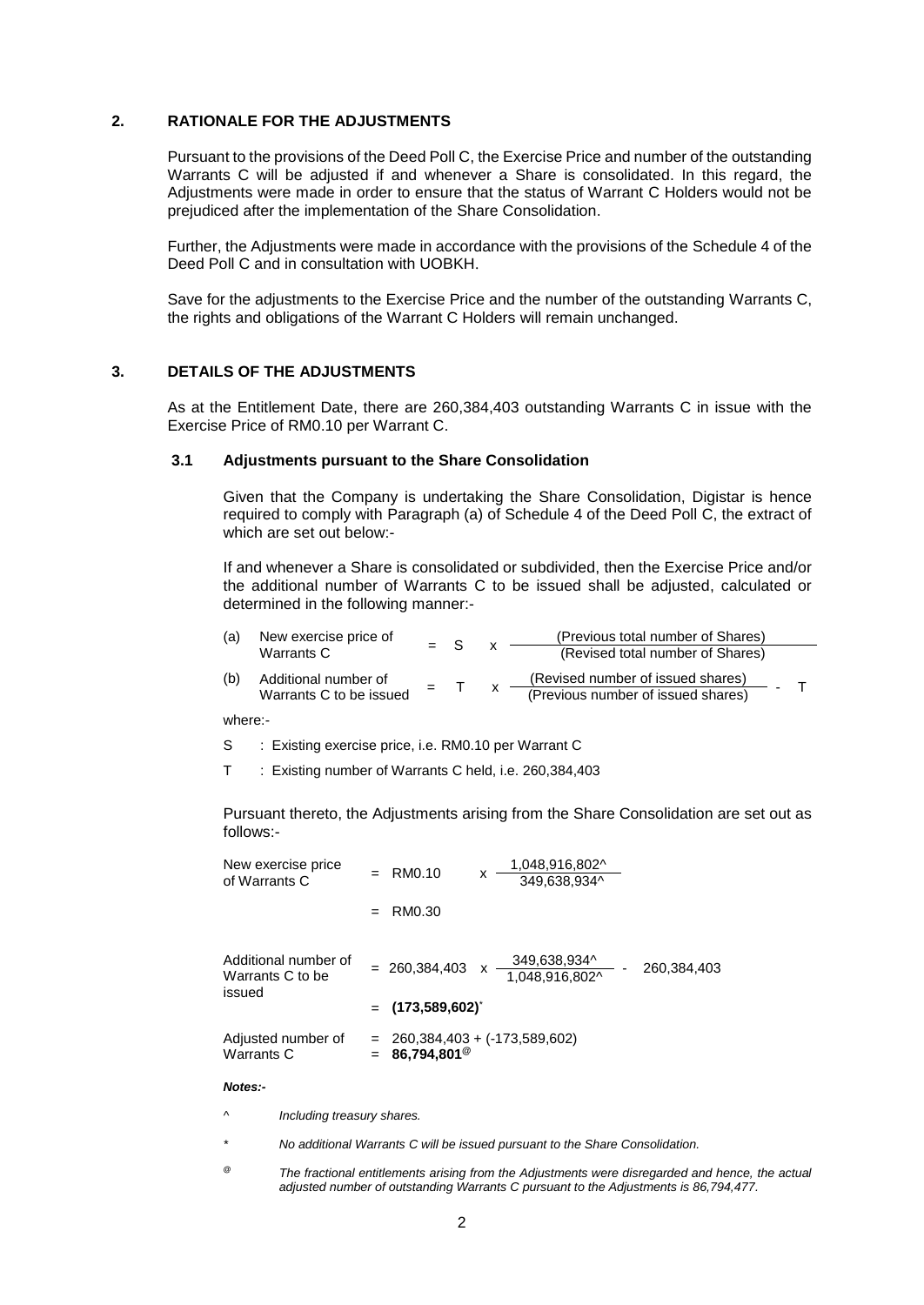## 2. RATIONALE FOR THE ADJUSTMENTS

Pursuant to the provisions of the Deed Poll C, the Exercise Price and number of the outstanding Warrants C will be adjusted if and whenever a Share is consolidated. In this regard, the Adjustments were made in order to ensure that the status of Warrant C Holders would not be prejudiced after the implementation of the Share Consolidation.

Further, the Adjustments were made in accordance with the provisions of the Schedule 4 of the Deed Poll C and in consultation with UOBKH.

Save for the adjustments to the Exercise Price and the number of the outstanding Warrants C, the rights and obligations of the Warrant C Holders will remain unchanged.

## 3. DETAILS OF THE ADJUSTMENTS

As at the Entitlement Date, there are 260,384,403 outstanding Warrants C in issue with the Exercise Price of RM0.10 per Warrant C.

### 3.1 Adjustments pursuant to the Share Consolidation

Given that the Company is undertaking the Share Consolidation, Digistar is hence required to comply with Paragraph (a) of Schedule 4 of the Deed Poll C, the extract of which are set out below:-

If and whenever a Share is consolidated or subdivided, then the Exercise Price and/or the additional number of Warrants C to be issued shall be adjusted, calculated or determined in the following manner:-

(a) New exercise price of Warrants C $= S \times \dfrac{\text{(Previous total number of Shares)}}{\text{(Revised total number of Shares)}}$

(b) Additional number of Warrants C to be issued $= T \times \dfrac{\text{(Revised number of issued shares)}}{\text{(Previous number of issued shares)}} - T$

where:-

S : Existing exercise price, i.e. RM0.10 per Warrant C

T : Existing number of Warrants C held, i.e. 260,384,403

Pursuant thereto, the Adjustments arising from the Share Consolidation are set out as follows:-

New exercise price of Warrants C $= \text{RM}0.10 \times \dfrac{1{,}048{,}916{,}802^{\wedge}}{349{,}638{,}934^{\wedge}}$

$= \text{RM}0.30$

Additional number of Warrants C to be issued $= 260{,}384{,}403 \times \dfrac{349{,}638{,}934^{\wedge}}{1{,}048{,}916{,}802^{\wedge}} - 260{,}384{,}403$

= **(173,589,602)***

Adjusted number of Warrants C = 260,384,403 + (-173,589,602)
= **86,794,801**@

***Notes:-***

^ *Including treasury shares.*

\* *No additional Warrants C will be issued pursuant to the Share Consolidation.*

@ *The fractional entitlements arising from the Adjustments were disregarded and hence, the actual adjusted number of outstanding Warrants C pursuant to the Adjustments is 86,794,477.*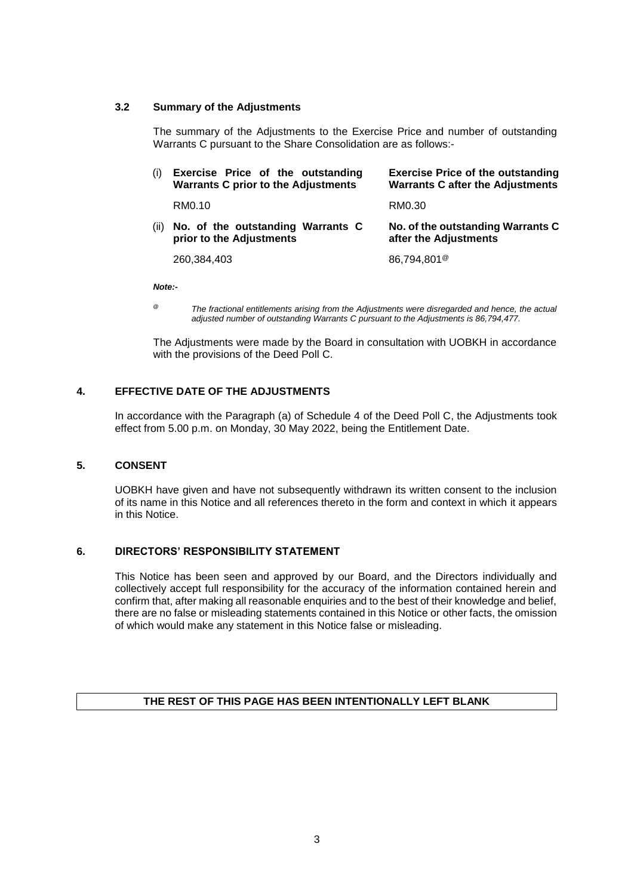### 3.2 Summary of the Adjustments

The summary of the Adjustments to the Exercise Price and number of outstanding Warrants C pursuant to the Share Consolidation are as follows:-

| | | |
|---|---|---|
| (i) | **Exercise Price of the outstanding Warrants C prior to the Adjustments** | **Exercise Price of the outstanding Warrants C after the Adjustments** |
| | RM0.10 | RM0.30 |
| (ii) | **No. of the outstanding Warrants C prior to the Adjustments** | **No. of the outstanding Warrants C after the Adjustments** |
| | 260,384,403 | 86,794,801[@] |

***Note:-***

[@] *The fractional entitlements arising from the Adjustments were disregarded and hence, the actual adjusted number of outstanding Warrants C pursuant to the Adjustments is 86,794,477.*

The Adjustments were made by the Board in consultation with UOBKH in accordance with the provisions of the Deed Poll C.

## 4. EFFECTIVE DATE OF THE ADJUSTMENTS

In accordance with the Paragraph (a) of Schedule 4 of the Deed Poll C, the Adjustments took effect from 5.00 p.m. on Monday, 30 May 2022, being the Entitlement Date.

## 5. CONSENT

UOBKH have given and have not subsequently withdrawn its written consent to the inclusion of its name in this Notice and all references thereto in the form and context in which it appears in this Notice.

## 6. DIRECTORS' RESPONSIBILITY STATEMENT

This Notice has been seen and approved by our Board, and the Directors individually and collectively accept full responsibility for the accuracy of the information contained herein and confirm that, after making all reasonable enquiries and to the best of their knowledge and belief, there are no false or misleading statements contained in this Notice or other facts, the omission of which would make any statement in this Notice false or misleading.

**THE REST OF THIS PAGE HAS BEEN INTENTIONALLY LEFT BLANK**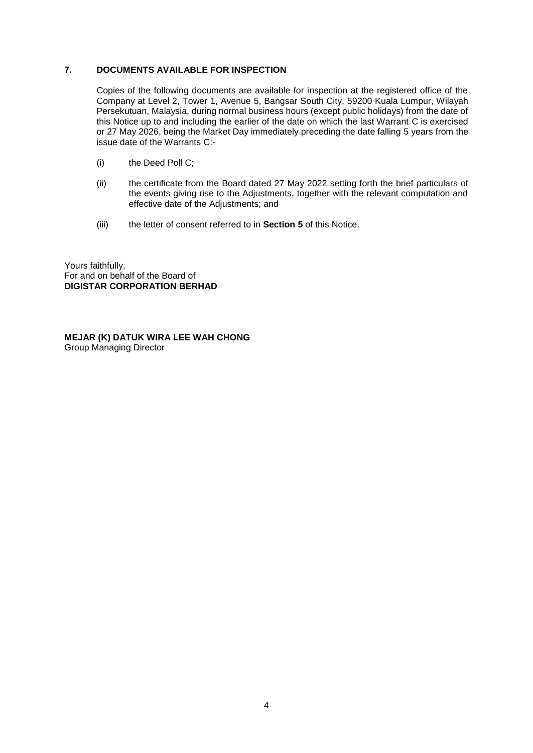## 7. DOCUMENTS AVAILABLE FOR INSPECTION

Copies of the following documents are available for inspection at the registered office of the Company at Level 2, Tower 1, Avenue 5, Bangsar South City, 59200 Kuala Lumpur, Wilayah Persekutuan, Malaysia, during normal business hours (except public holidays) from the date of this Notice up to and including the earlier of the date on which the last Warrant C is exercised or 27 May 2026, being the Market Day immediately preceding the date falling 5 years from the issue date of the Warrants C:-

(i) the Deed Poll C;

(ii) the certificate from the Board dated 27 May 2022 setting forth the brief particulars of the events giving rise to the Adjustments, together with the relevant computation and effective date of the Adjustments; and

(iii) the letter of consent referred to in **Section 5** of this Notice.

Yours faithfully,
For and on behalf of the Board of
**DIGISTAR CORPORATION BERHAD**

**MEJAR (K) DATUK WIRA LEE WAH CHONG**
Group Managing Director